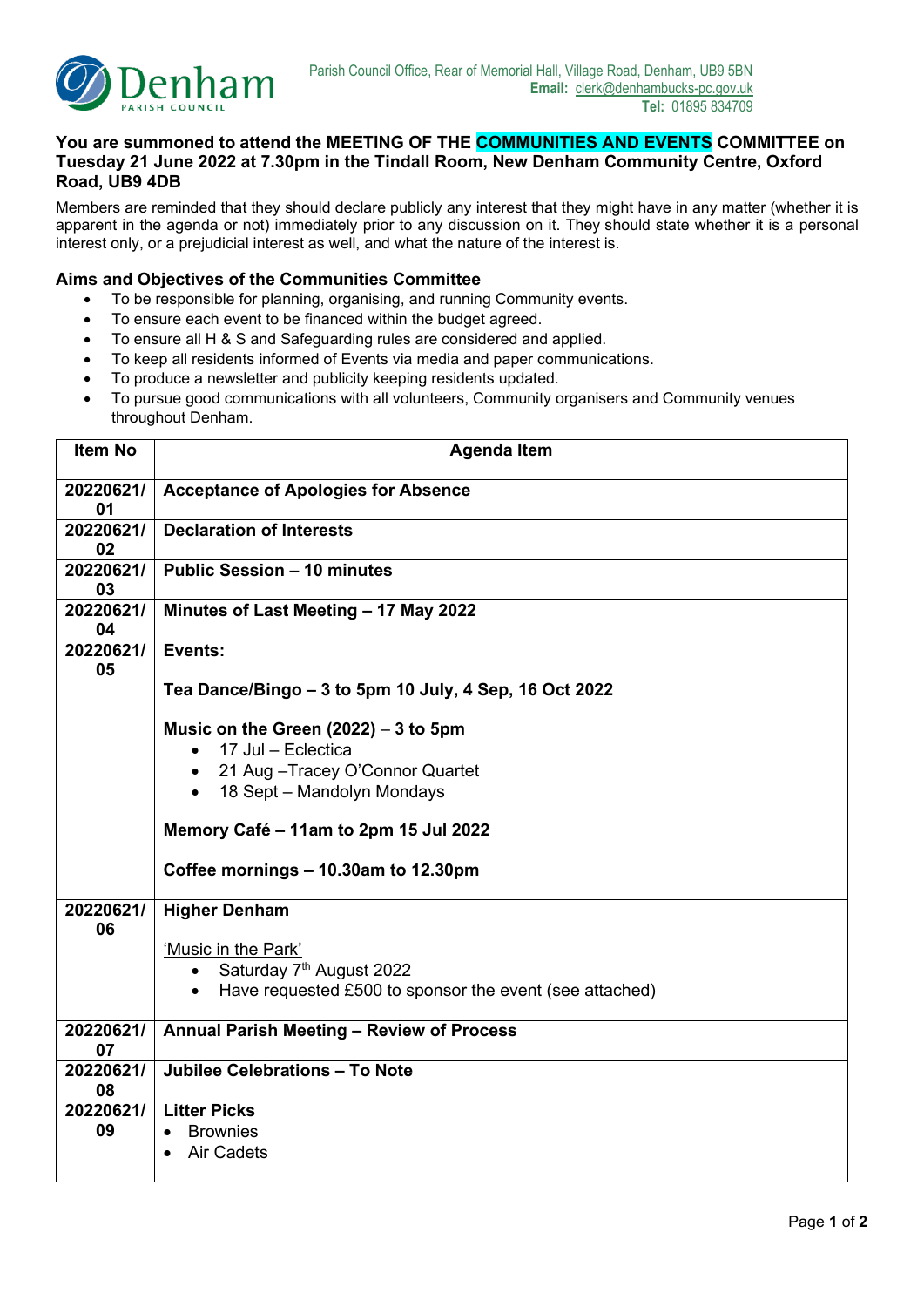**Denham** PARISH COUNCIL

Parish Council Office, Rear of Memorial Hall, Village Road, Denham, UB9 5BN
**Email:** clerk@denhambucks-pc.gov.uk
**Tel:** 01895 834709

**You are summoned to attend the MEETING OF THE COMMUNITIES AND EVENTS COMMITTEE on Tuesday 21 June 2022 at 7.30pm in the Tindall Room, New Denham Community Centre, Oxford Road, UB9 4DB**

Members are reminded that they should declare publicly any interest that they might have in any matter (whether it is apparent in the agenda or not) immediately prior to any discussion on it. They should state whether it is a personal interest only, or a prejudicial interest as well, and what the nature of the interest is.

### Aims and Objectives of the Communities Committee

- To be responsible for planning, organising, and running Community events.
- To ensure each event to be financed within the budget agreed.
- To ensure all H & S and Safeguarding rules are considered and applied.
- To keep all residents informed of Events via media and paper communications.
- To produce a newsletter and publicity keeping residents updated.
- To pursue good communications with all volunteers, Community organisers and Community venues throughout Denham.

| Item No | Agenda Item |
|---|---|
| 20220621/01 | **Acceptance of Apologies for Absence** |
| 20220621/02 | **Declaration of Interests** |
| 20220621/03 | **Public Session – 10 minutes** |
| 20220621/04 | **Minutes of Last Meeting – 17 May 2022** |
| 20220621/05 | **Events:**<br><br>**Tea Dance/Bingo – 3 to 5pm 10 July, 4 Sep, 16 Oct 2022**<br><br>**Music on the Green (2022)** – **3 to 5pm**<br>• 17 Jul – Eclectica<br>• 21 Aug –Tracey O'Connor Quartet<br>• 18 Sept – Mandolyn Mondays<br><br>**Memory Café – 11am to 2pm 15 Jul 2022**<br><br>**Coffee mornings – 10.30am to 12.30pm** |
| 20220621/06 | **Higher Denham**<br><br>'Music in the Park'<br>• Saturday 7th August 2022<br>• Have requested £500 to sponsor the event (see attached) |
| 20220621/07 | **Annual Parish Meeting – Review of Process** |
| 20220621/08 | **Jubilee Celebrations – To Note** |
| 20220621/09 | **Litter Picks**<br>• Brownies<br>• Air Cadets |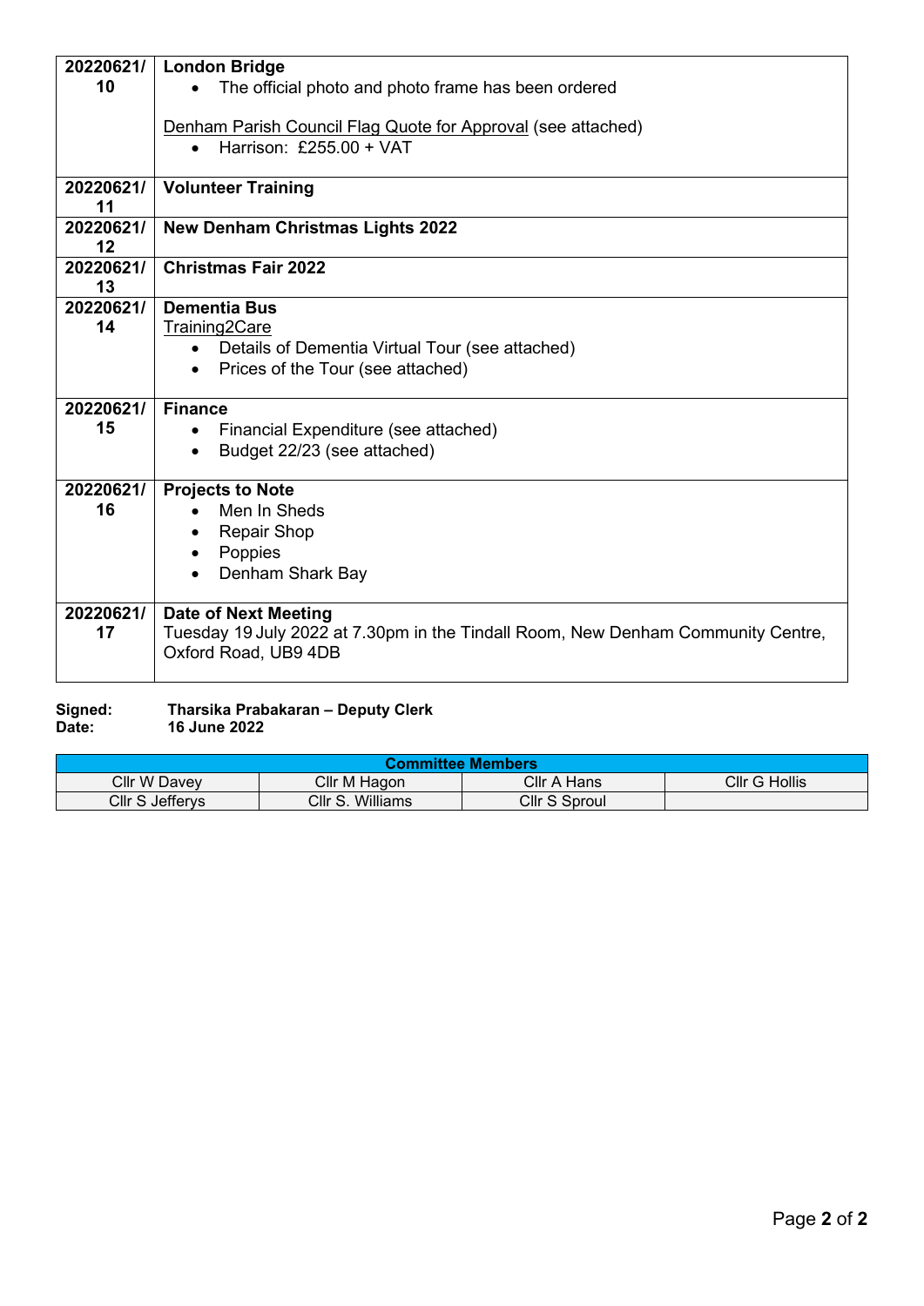| | |
|---|---|
| **20220621/ 10** | **London Bridge**<br>• The official photo and photo frame has been ordered<br><br>Denham Parish Council Flag Quote for Approval (see attached)<br>• Harrison: £255.00 + VAT |
| **20220621/ 11** | **Volunteer Training** |
| **20220621/ 12** | **New Denham Christmas Lights 2022** |
| **20220621/ 13** | **Christmas Fair 2022** |
| **20220621/ 14** | **Dementia Bus**<br>Training2Care<br>• Details of Dementia Virtual Tour (see attached)<br>• Prices of the Tour (see attached) |
| **20220621/ 15** | **Finance**<br>• Financial Expenditure (see attached)<br>• Budget 22/23 (see attached) |
| **20220621/ 16** | **Projects to Note**<br>• Men In Sheds<br>• Repair Shop<br>• Poppies<br>• Denham Shark Bay |
| **20220621/ 17** | **Date of Next Meeting**<br>Tuesday 19 July 2022 at 7.30pm in the Tindall Room, New Denham Community Centre, Oxford Road, UB9 4DB |

**Signed:** **Tharsika Prabakaran – Deputy Clerk**
**Date:** **16 June 2022**

| **Committee Members** | | | |
|---|---|---|---|
| Cllr W Davey | Cllr M Hagon | Cllr A Hans | Cllr G Hollis |
| Cllr S Jefferys | Cllr S. Williams | Cllr S Sproul | |